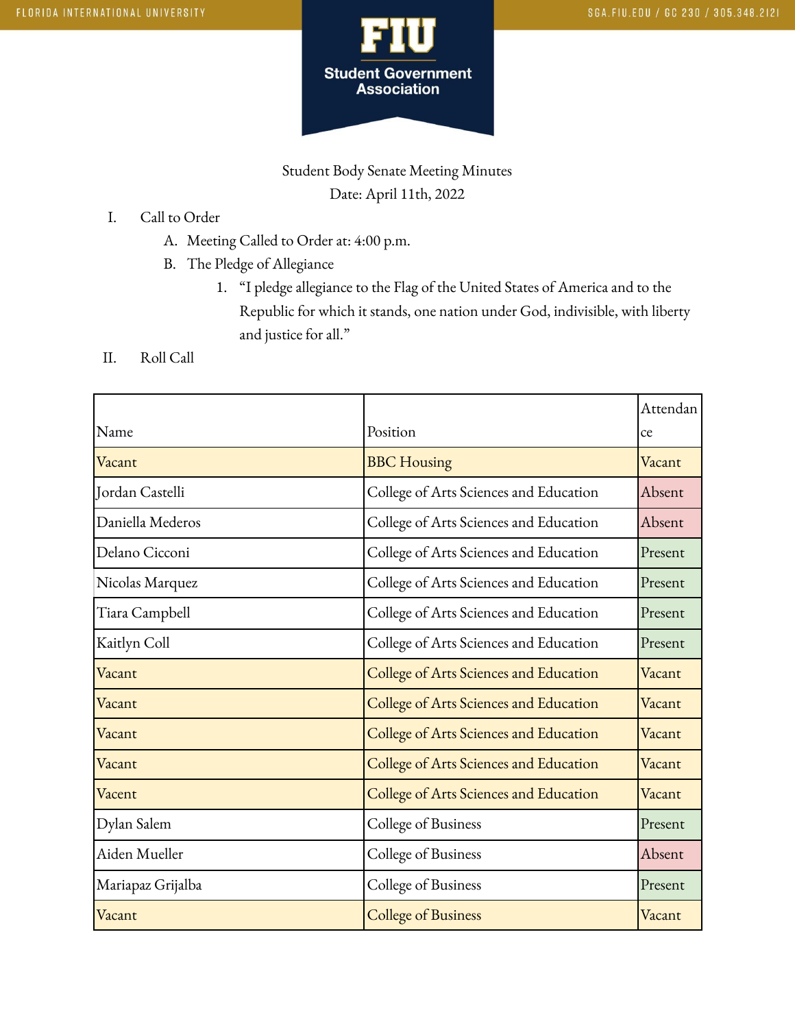Student Body Senate Meeting Minutes

Date: April 11th, 2022

I. Call to Order
   A. Meeting Called to Order at: 4:00 p.m.
   B. The Pledge of Allegiance
      1. "I pledge allegiance to the Flag of the United States of America and to the Republic for which it stands, one nation under God, indivisible, with liberty and justice for all."

II. Roll Call

| Name | Position | Attendance |
|---|---|---|
| Vacant | BBC Housing | Vacant |
| Jordan Castelli | College of Arts Sciences and Education | Absent |
| Daniella Mederos | College of Arts Sciences and Education | Absent |
| Delano Cicconi | College of Arts Sciences and Education | Present |
| Nicolas Marquez | College of Arts Sciences and Education | Present |
| Tiara Campbell | College of Arts Sciences and Education | Present |
| Kaitlyn Coll | College of Arts Sciences and Education | Present |
| Vacant | College of Arts Sciences and Education | Vacant |
| Vacant | College of Arts Sciences and Education | Vacant |
| Vacant | College of Arts Sciences and Education | Vacant |
| Vacant | College of Arts Sciences and Education | Vacant |
| Vacent | College of Arts Sciences and Education | Vacant |
| Dylan Salem | College of Business | Present |
| Aiden Mueller | College of Business | Absent |
| Mariapaz Grijalba | College of Business | Present |
| Vacant | College of Business | Vacant |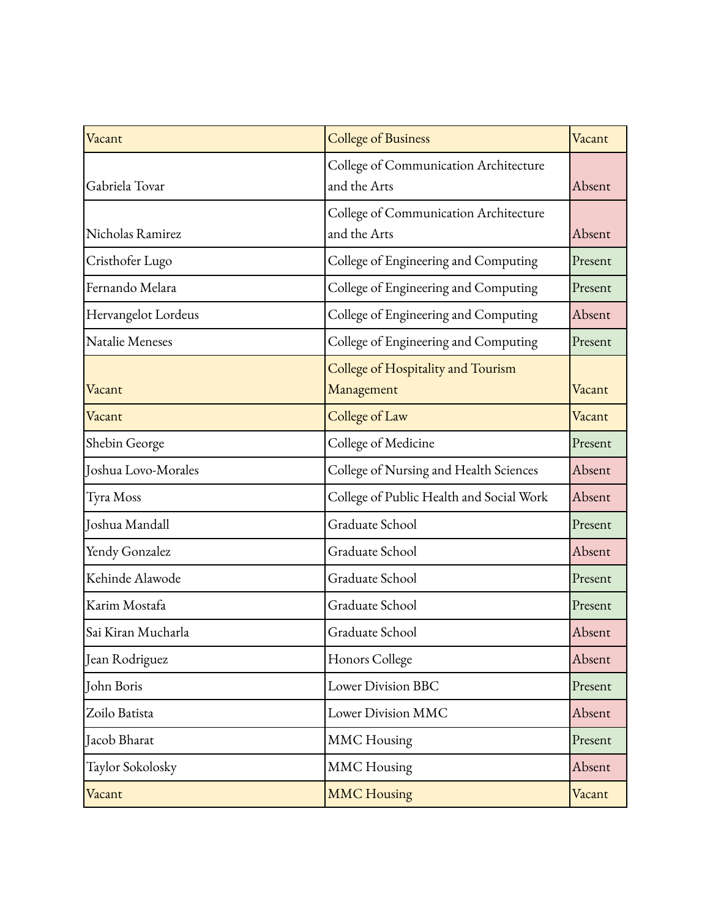| | | |
|---|---|---|
| Vacant | College of Business | Vacant |
| Gabriela Tovar | College of Communication Architecture and the Arts | Absent |
| Nicholas Ramirez | College of Communication Architecture and the Arts | Absent |
| Cristhofer Lugo | College of Engineering and Computing | Present |
| Fernando Melara | College of Engineering and Computing | Present |
| Hervangelot Lordeus | College of Engineering and Computing | Absent |
| Natalie Meneses | College of Engineering and Computing | Present |
| Vacant | College of Hospitality and Tourism Management | Vacant |
| Vacant | College of Law | Vacant |
| Shebin George | College of Medicine | Present |
| Joshua Lovo-Morales | College of Nursing and Health Sciences | Absent |
| Tyra Moss | College of Public Health and Social Work | Absent |
| Joshua Mandall | Graduate School | Present |
| Yendy Gonzalez | Graduate School | Absent |
| Kehinde Alawode | Graduate School | Present |
| Karim Mostafa | Graduate School | Present |
| Sai Kiran Mucharla | Graduate School | Absent |
| Jean Rodriguez | Honors College | Absent |
| John Boris | Lower Division BBC | Present |
| Zoilo Batista | Lower Division MMC | Absent |
| Jacob Bharat | MMC Housing | Present |
| Taylor Sokolosky | MMC Housing | Absent |
| Vacant | MMC Housing | Vacant |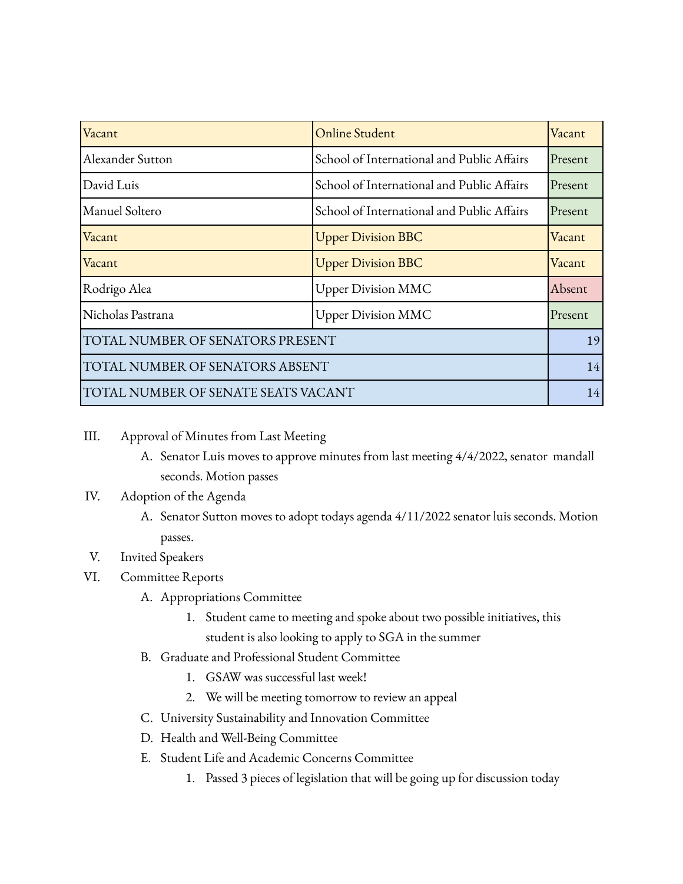| Vacant | Online Student | Vacant |
|---|---|---|
| Alexander Sutton | School of International and Public Affairs | Present |
| David Luis | School of International and Public Affairs | Present |
| Manuel Soltero | School of International and Public Affairs | Present |
| Vacant | Upper Division BBC | Vacant |
| Vacant | Upper Division BBC | Vacant |
| Rodrigo Alea | Upper Division MMC | Absent |
| Nicholas Pastrana | Upper Division MMC | Present |
| TOTAL NUMBER OF SENATORS PRESENT | | 19 |
| TOTAL NUMBER OF SENATORS ABSENT | | 14 |
| TOTAL NUMBER OF SENATE SEATS VACANT | | 14 |

III. Approval of Minutes from Last Meeting
   A. Senator Luis moves to approve minutes from last meeting 4/4/2022, senator mandall seconds. Motion passes

IV. Adoption of the Agenda
   A. Senator Sutton moves to adopt todays agenda 4/11/2022 senator luis seconds. Motion passes.

V. Invited Speakers

VI. Committee Reports
   A. Appropriations Committee
      1. Student came to meeting and spoke about two possible initiatives, this student is also looking to apply to SGA in the summer
   B. Graduate and Professional Student Committee
      1. GSAW was successful last week!
      2. We will be meeting tomorrow to review an appeal
   C. University Sustainability and Innovation Committee
   D. Health and Well-Being Committee
   E. Student Life and Academic Concerns Committee
      1. Passed 3 pieces of legislation that will be going up for discussion today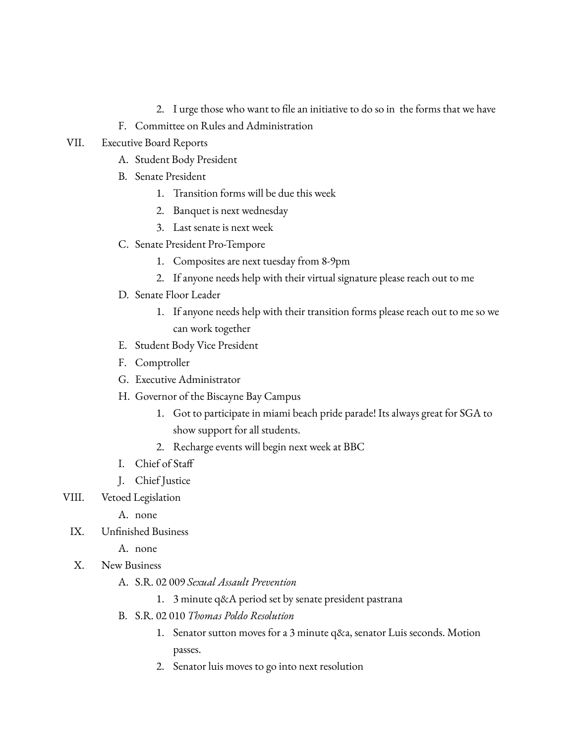2. I urge those who want to file an initiative to do so in  the forms that we have

F. Committee on Rules and Administration

VII. Executive Board Reports

A. Student Body President

B. Senate President

1. Transition forms will be due this week
2. Banquet is next wednesday
3. Last senate is next week

C. Senate President Pro-Tempore

1. Composites are next tuesday from 8-9pm
2. If anyone needs help with their virtual signature please reach out to me

D. Senate Floor Leader

1. If anyone needs help with their transition forms please reach out to me so we can work together

E. Student Body Vice President

F. Comptroller

G. Executive Administrator

H. Governor of the Biscayne Bay Campus

1. Got to participate in miami beach pride parade! Its always great for SGA to show support for all students.
2. Recharge events will begin next week at BBC

I. Chief of Staff

J. Chief Justice

VIII. Vetoed Legislation

A. none

IX. Unfinished Business

A. none

X. New Business

A. S.R. 02 009 *Sexual Assault Prevention*

1. 3 minute q&A period set by senate president pastrana

B. S.R. 02 010 *Thomas Poldo Resolution*

1. Senator sutton moves for a 3 minute q&a, senator Luis seconds. Motion passes.
2. Senator luis moves to go into next resolution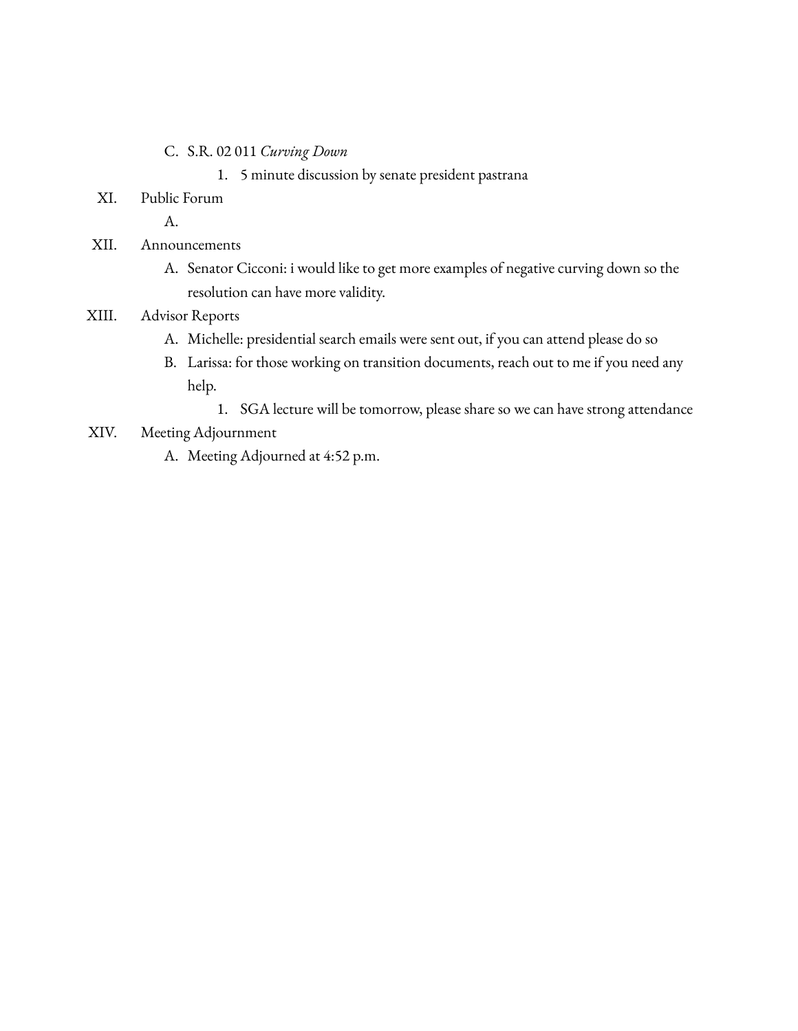C. S.R. 02 011 *Curving Down*

   1. 5 minute discussion by senate president pastrana

XI. Public Forum

   A.

XII. Announcements

   A. Senator Cicconi: i would like to get more examples of negative curving down so the resolution can have more validity.

XIII. Advisor Reports

   A. Michelle: presidential search emails were sent out, if you can attend please do so
   B. Larissa: for those working on transition documents, reach out to me if you need any help.
      1. SGA lecture will be tomorrow, please share so we can have strong attendance

XIV. Meeting Adjournment

   A. Meeting Adjourned at 4:52 p.m.